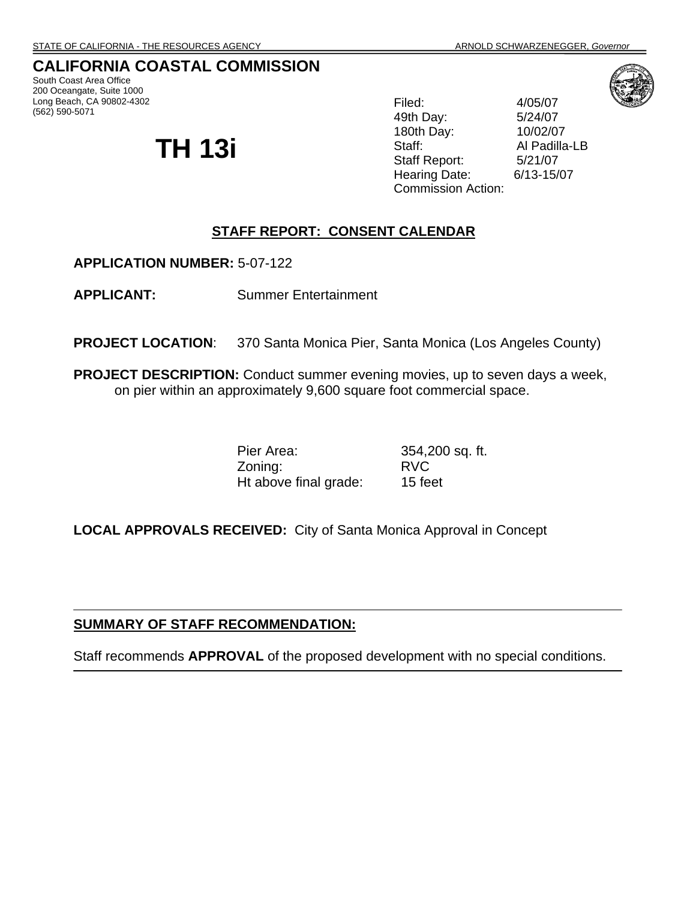STATE OF CALIFORNIA - THE RESOURCES AGENCY ARNOLD SCHWARZENEGGER, *Governor*

# CALIFORNIA COASTAL COMMISSION

South Coast Area Office
200 Oceangate, Suite 1000
Long Beach, CA 90802-4302
(562) 590-5071

# TH 13i

| | |
|---|---|
| Filed: | 4/05/07 |
| 49th Day: | 5/24/07 |
| 180th Day: | 10/02/07 |
| Staff: | Al Padilla-LB |
| Staff Report: | 5/21/07 |
| Hearing Date: | 6/13-15/07 |
| Commission Action: | |

## STAFF REPORT: CONSENT CALENDAR

**APPLICATION NUMBER:** 5-07-122

**APPLICANT:** Summer Entertainment

**PROJECT LOCATION**: 370 Santa Monica Pier, Santa Monica (Los Angeles County)

**PROJECT DESCRIPTION:** Conduct summer evening movies, up to seven days a week, on pier within an approximately 9,600 square foot commercial space.

| | |
|---|---|
| Pier Area: | 354,200 sq. ft. |
| Zoning: | RVC |
| Ht above final grade: | 15 feet |

**LOCAL APPROVALS RECEIVED:** City of Santa Monica Approval in Concept

---

**SUMMARY OF STAFF RECOMMENDATION:**

Staff recommends **APPROVAL** of the proposed development with no special conditions.

---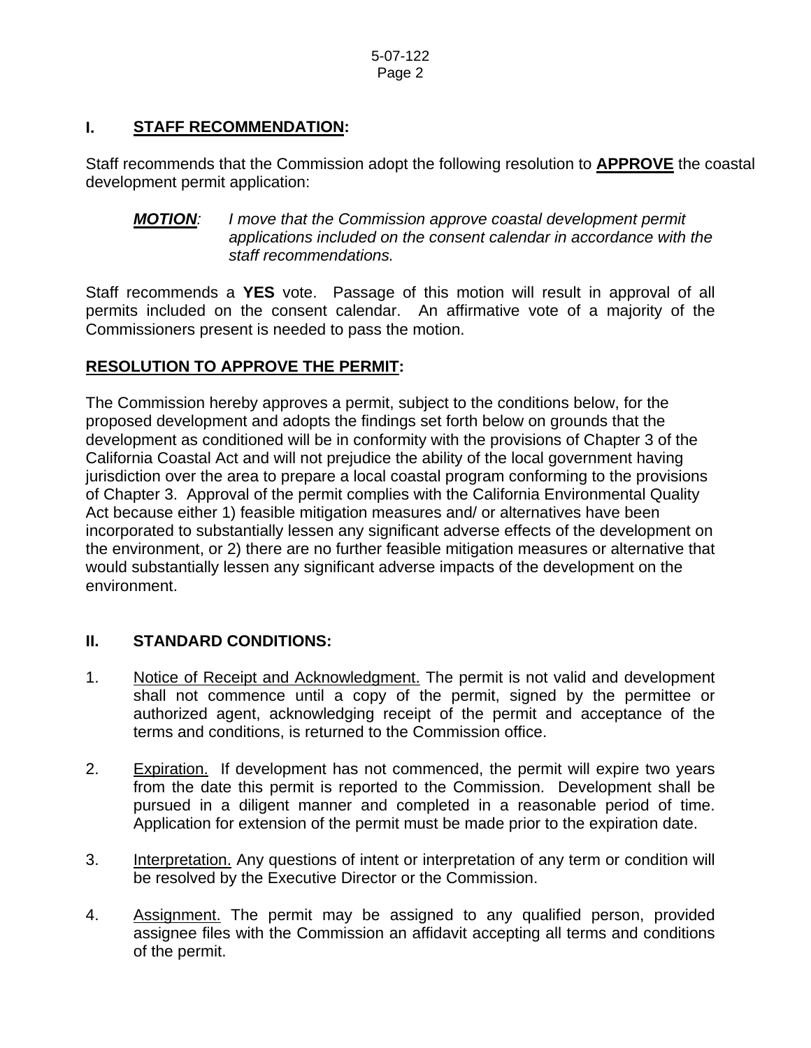## I. STAFF RECOMMENDATION:

Staff recommends that the Commission adopt the following resolution to **APPROVE** the coastal development permit application:

> ***MOTION***: *I move that the Commission approve coastal development permit applications included on the consent calendar in accordance with the staff recommendations.*

Staff recommends a **YES** vote. Passage of this motion will result in approval of all permits included on the consent calendar. An affirmative vote of a majority of the Commissioners present is needed to pass the motion.

### RESOLUTION TO APPROVE THE PERMIT:

The Commission hereby approves a permit, subject to the conditions below, for the proposed development and adopts the findings set forth below on grounds that the development as conditioned will be in conformity with the provisions of Chapter 3 of the California Coastal Act and will not prejudice the ability of the local government having jurisdiction over the area to prepare a local coastal program conforming to the provisions of Chapter 3. Approval of the permit complies with the California Environmental Quality Act because either 1) feasible mitigation measures and/ or alternatives have been incorporated to substantially lessen any significant adverse effects of the development on the environment, or 2) there are no further feasible mitigation measures or alternative that would substantially lessen any significant adverse impacts of the development on the environment.

## II. STANDARD CONDITIONS:

1. Notice of Receipt and Acknowledgment. The permit is not valid and development shall not commence until a copy of the permit, signed by the permittee or authorized agent, acknowledging receipt of the permit and acceptance of the terms and conditions, is returned to the Commission office.

2. Expiration. If development has not commenced, the permit will expire two years from the date this permit is reported to the Commission. Development shall be pursued in a diligent manner and completed in a reasonable period of time. Application for extension of the permit must be made prior to the expiration date.

3. Interpretation. Any questions of intent or interpretation of any term or condition will be resolved by the Executive Director or the Commission.

4. Assignment. The permit may be assigned to any qualified person, provided assignee files with the Commission an affidavit accepting all terms and conditions of the permit.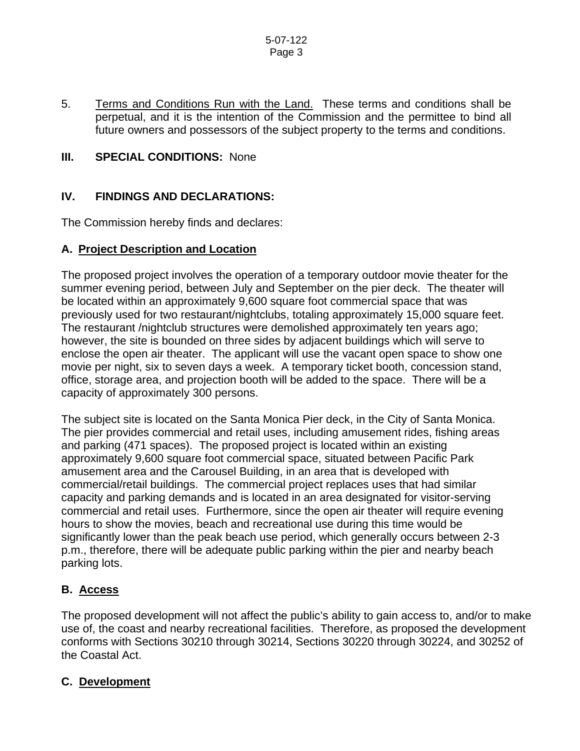5. Terms and Conditions Run with the Land. These terms and conditions shall be perpetual, and it is the intention of the Commission and the permittee to bind all future owners and possessors of the subject property to the terms and conditions.

## III. SPECIAL CONDITIONS: None

## IV. FINDINGS AND DECLARATIONS:

The Commission hereby finds and declares:

### A. Project Description and Location

The proposed project involves the operation of a temporary outdoor movie theater for the summer evening period, between July and September on the pier deck. The theater will be located within an approximately 9,600 square foot commercial space that was previously used for two restaurant/nightclubs, totaling approximately 15,000 square feet. The restaurant /nightclub structures were demolished approximately ten years ago; however, the site is bounded on three sides by adjacent buildings which will serve to enclose the open air theater. The applicant will use the vacant open space to show one movie per night, six to seven days a week. A temporary ticket booth, concession stand, office, storage area, and projection booth will be added to the space. There will be a capacity of approximately 300 persons.

The subject site is located on the Santa Monica Pier deck, in the City of Santa Monica. The pier provides commercial and retail uses, including amusement rides, fishing areas and parking (471 spaces). The proposed project is located within an existing approximately 9,600 square foot commercial space, situated between Pacific Park amusement area and the Carousel Building, in an area that is developed with commercial/retail buildings. The commercial project replaces uses that had similar capacity and parking demands and is located in an area designated for visitor-serving commercial and retail uses. Furthermore, since the open air theater will require evening hours to show the movies, beach and recreational use during this time would be significantly lower than the peak beach use period, which generally occurs between 2-3 p.m., therefore, there will be adequate public parking within the pier and nearby beach parking lots.

### B. Access

The proposed development will not affect the public's ability to gain access to, and/or to make use of, the coast and nearby recreational facilities. Therefore, as proposed the development conforms with Sections 30210 through 30214, Sections 30220 through 30224, and 30252 of the Coastal Act.

### C. Development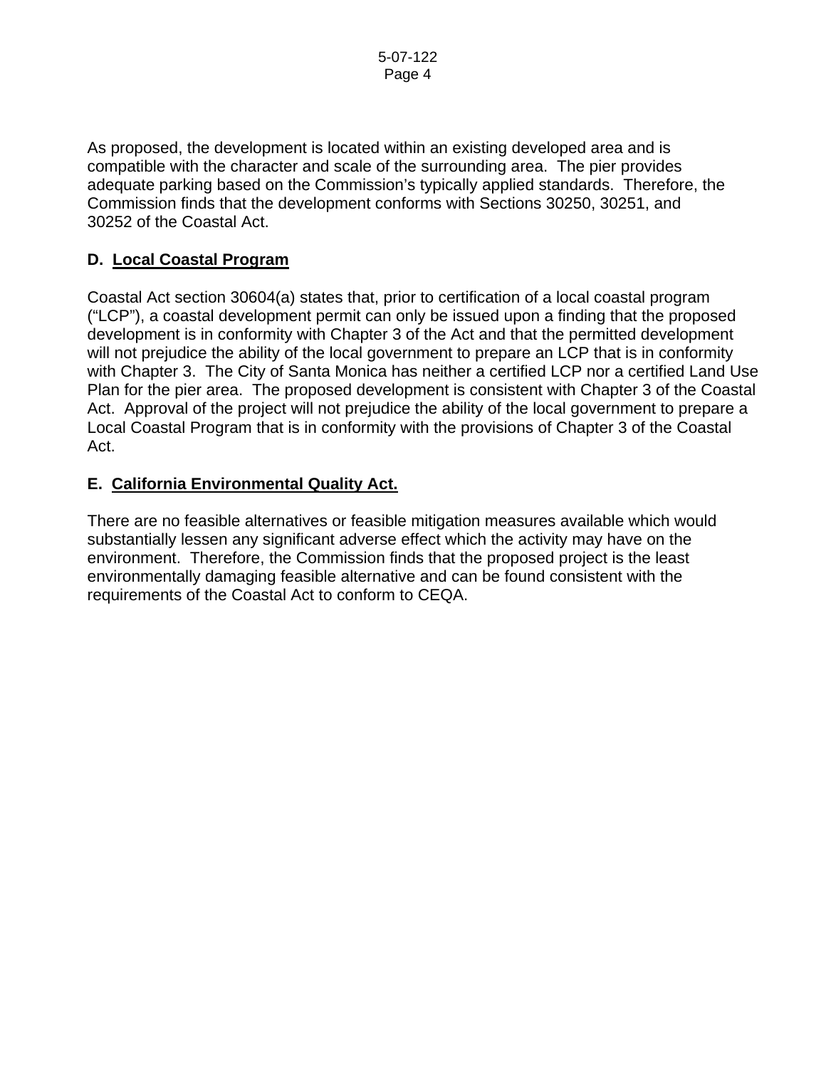As proposed, the development is located within an existing developed area and is compatible with the character and scale of the surrounding area. The pier provides adequate parking based on the Commission's typically applied standards. Therefore, the Commission finds that the development conforms with Sections 30250, 30251, and 30252 of the Coastal Act.

**D. Local Coastal Program**

Coastal Act section 30604(a) states that, prior to certification of a local coastal program ("LCP"), a coastal development permit can only be issued upon a finding that the proposed development is in conformity with Chapter 3 of the Act and that the permitted development will not prejudice the ability of the local government to prepare an LCP that is in conformity with Chapter 3. The City of Santa Monica has neither a certified LCP nor a certified Land Use Plan for the pier area. The proposed development is consistent with Chapter 3 of the Coastal Act. Approval of the project will not prejudice the ability of the local government to prepare a Local Coastal Program that is in conformity with the provisions of Chapter 3 of the Coastal Act.

**E. California Environmental Quality Act.**

There are no feasible alternatives or feasible mitigation measures available which would substantially lessen any significant adverse effect which the activity may have on the environment. Therefore, the Commission finds that the proposed project is the least environmentally damaging feasible alternative and can be found consistent with the requirements of the Coastal Act to conform to CEQA.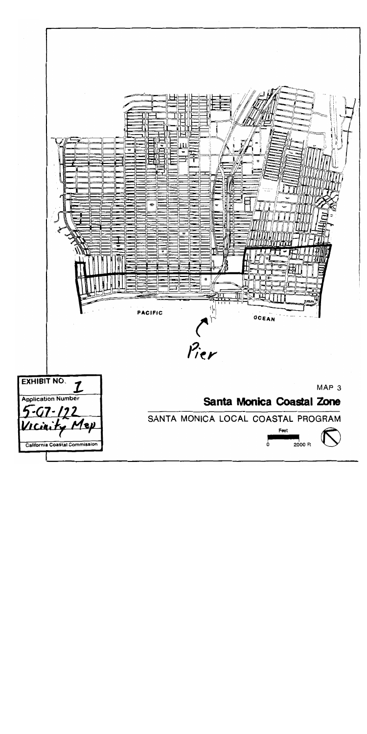PACIFIC OCEAN

Pier

**EXHIBIT NO.** 1

Application Number

5-07-122

Vicinity Map

California Coastal Commission

MAP 3

## Santa Monica Coastal Zone

SANTA MONICA LOCAL COASTAL PROGRAM

Feet

0 2000 Ft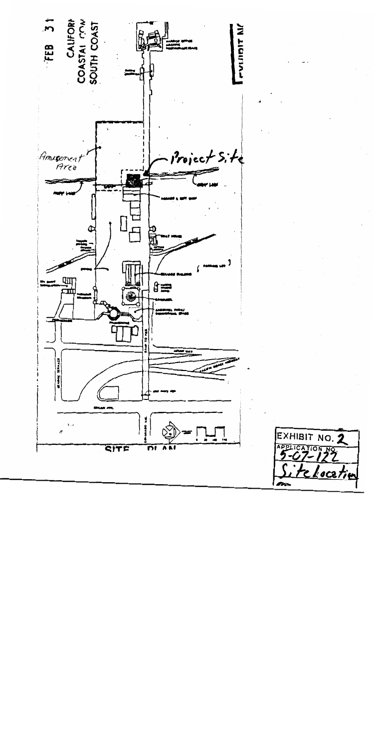FEB 3 1

CALIFORNIA COASTAL COMMISSION SOUTH COAST

EXHIBIT NO. 2

APPLICATION NO. 5-07-122

Site Location

Amusement Area

Project Site

SITE PLAN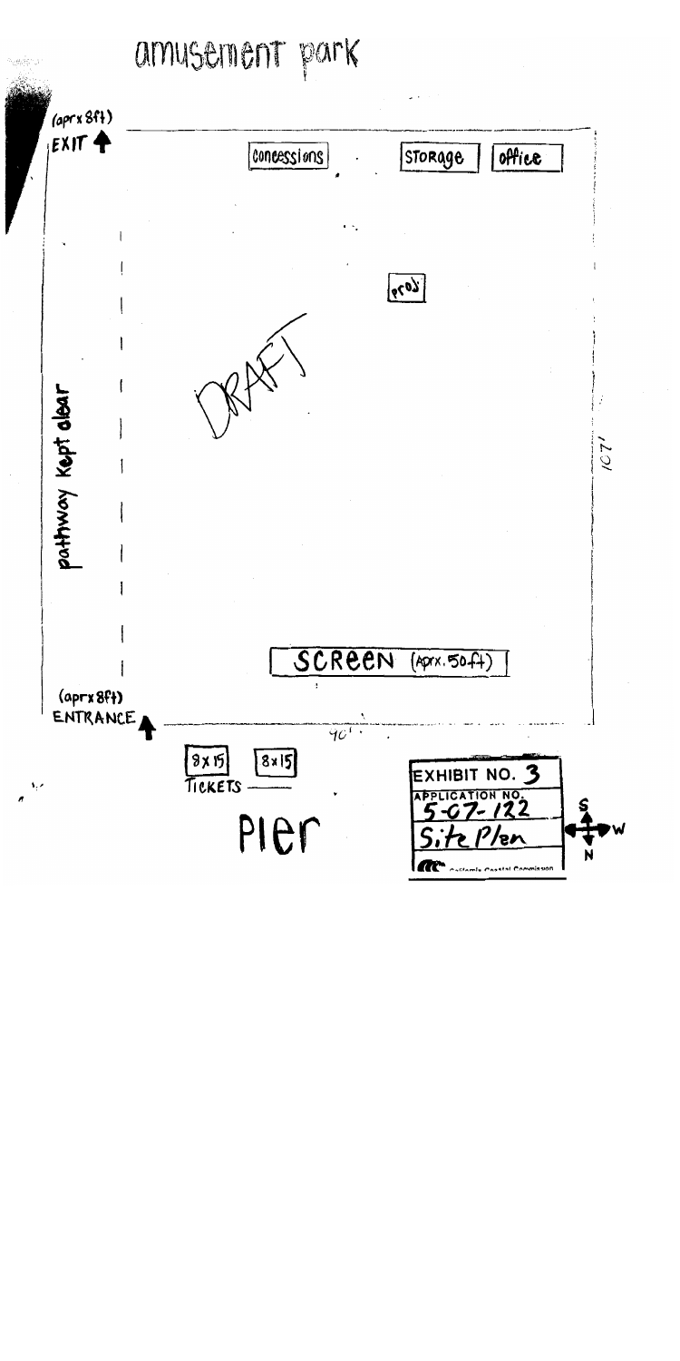# amusement park

(aprx 8ft)
EXIT

Concessions

STORAGE

office

proj

DRAFT

pathway Kept clear

107'

SCREEN (Aprx. 50ft)

(aprx 8ft)
ENTRANCE

40'

8x15

8x15

TICKETS

Pier

EXHIBIT NO. 3

APPLICATION NO. 5-07-122

Site Plan

California Coastal Commission

S
W
N